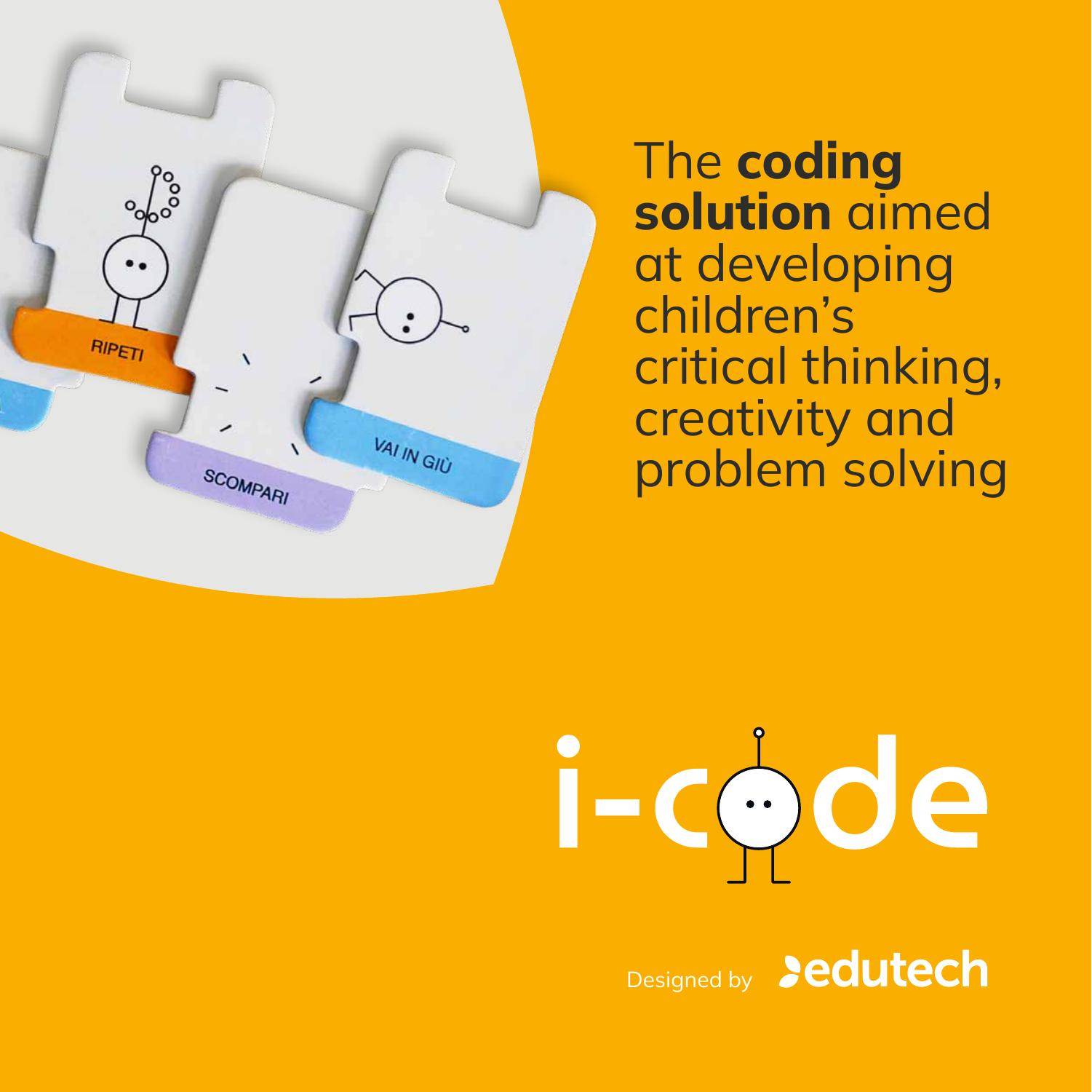The **coding solution** aimed at developing children's critical thinking, creativity and problem solving

# i-code

Designed by edutech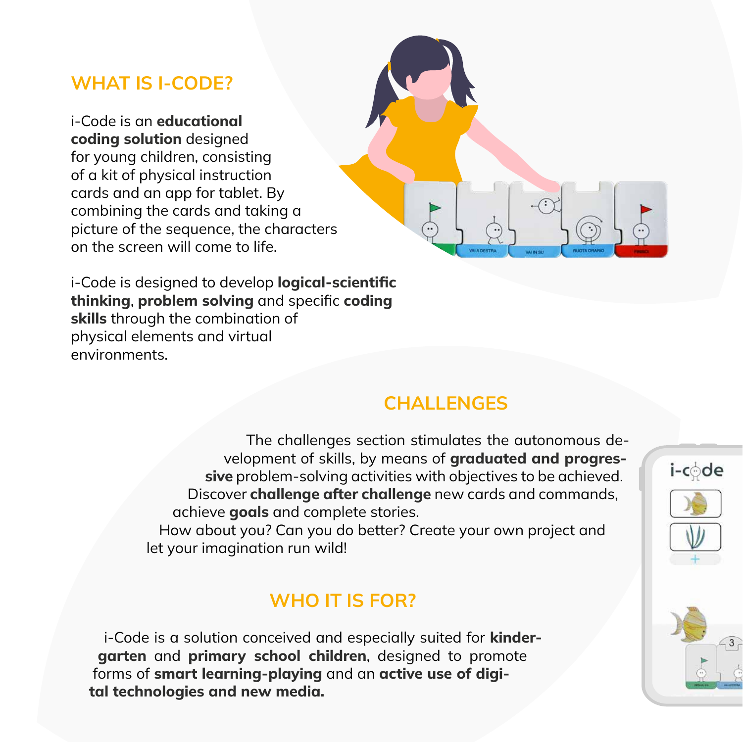## WHAT IS I-CODE?

i-Code is an **educational coding solution** designed for young children, consisting of a kit of physical instruction cards and an app for tablet. By combining the cards and taking a picture of the sequence, the characters on the screen will come to life.

i-Code is designed to develop **logical-scientific thinking**, **problem solving** and specific **coding skills** through the combination of physical elements and virtual environments.

## CHALLENGES

The challenges section stimulates the autonomous development of skills, by means of **graduated and progressive** problem-solving activities with objectives to be achieved. Discover **challenge after challenge** new cards and commands, achieve **goals** and complete stories.
How about you? Can you do better? Create your own project and let your imagination run wild!

## WHO IT IS FOR?

i-Code is a solution conceived and especially suited for **kindergarten** and **primary school children**, designed to promote forms of **smart learning-playing** and an **active use of digital technologies and new media.**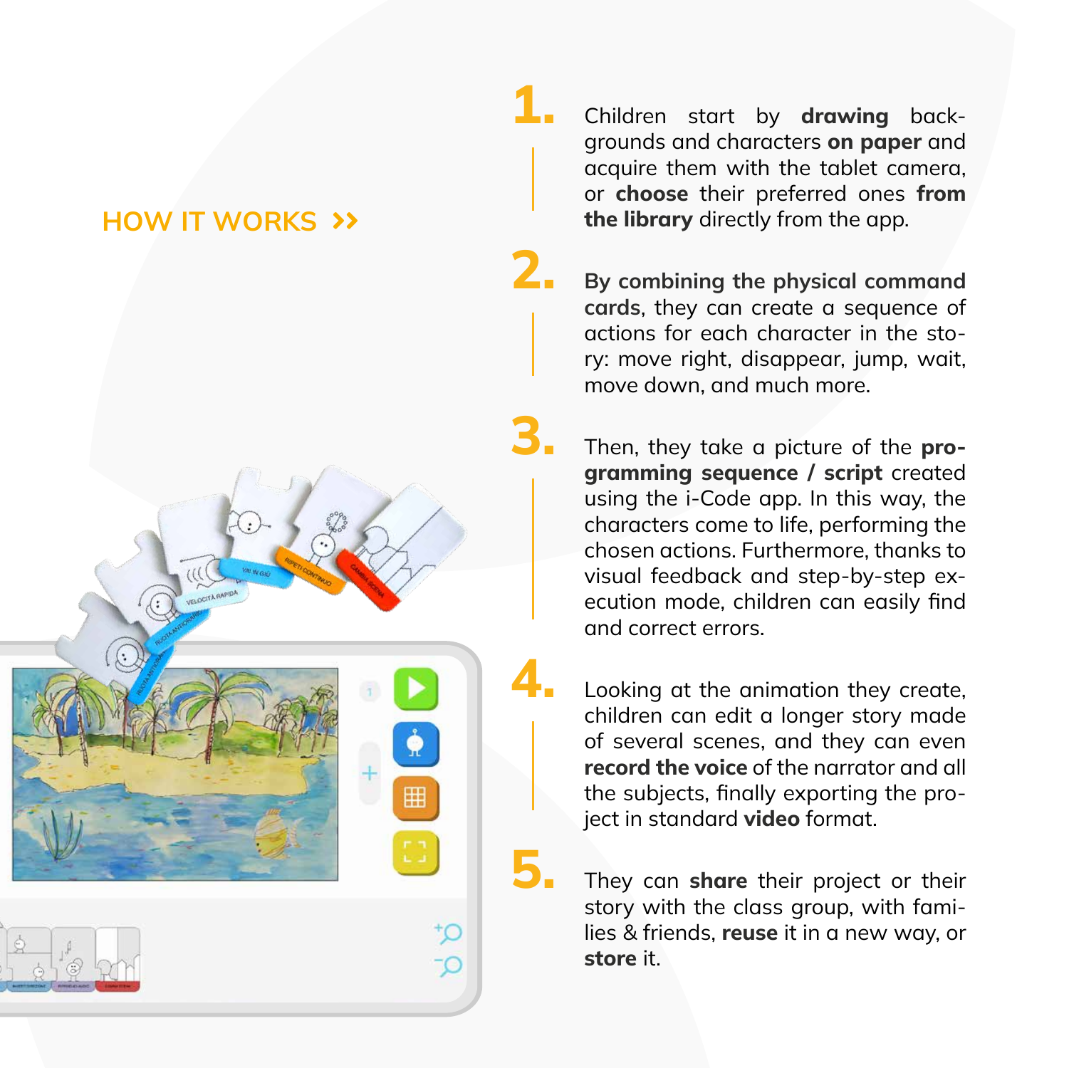## HOW IT WORKS »

1. Children start by **drawing** backgrounds and characters **on paper** and acquire them with the tablet camera, or **choose** their preferred ones **from the library** directly from the app.

2. **By combining the physical command cards**, they can create a sequence of actions for each character in the story: move right, disappear, jump, wait, move down, and much more.

3. Then, they take a picture of the **programming sequence / script** created using the i-Code app. In this way, the characters come to life, performing the chosen actions. Furthermore, thanks to visual feedback and step-by-step execution mode, children can easily find and correct errors.

4. Looking at the animation they create, children can edit a longer story made of several scenes, and they can even **record the voice** of the narrator and all the subjects, finally exporting the project in standard **video** format.

5. They can **share** their project or their story with the class group, with families & friends, **reuse** it in a new way, or **store** it.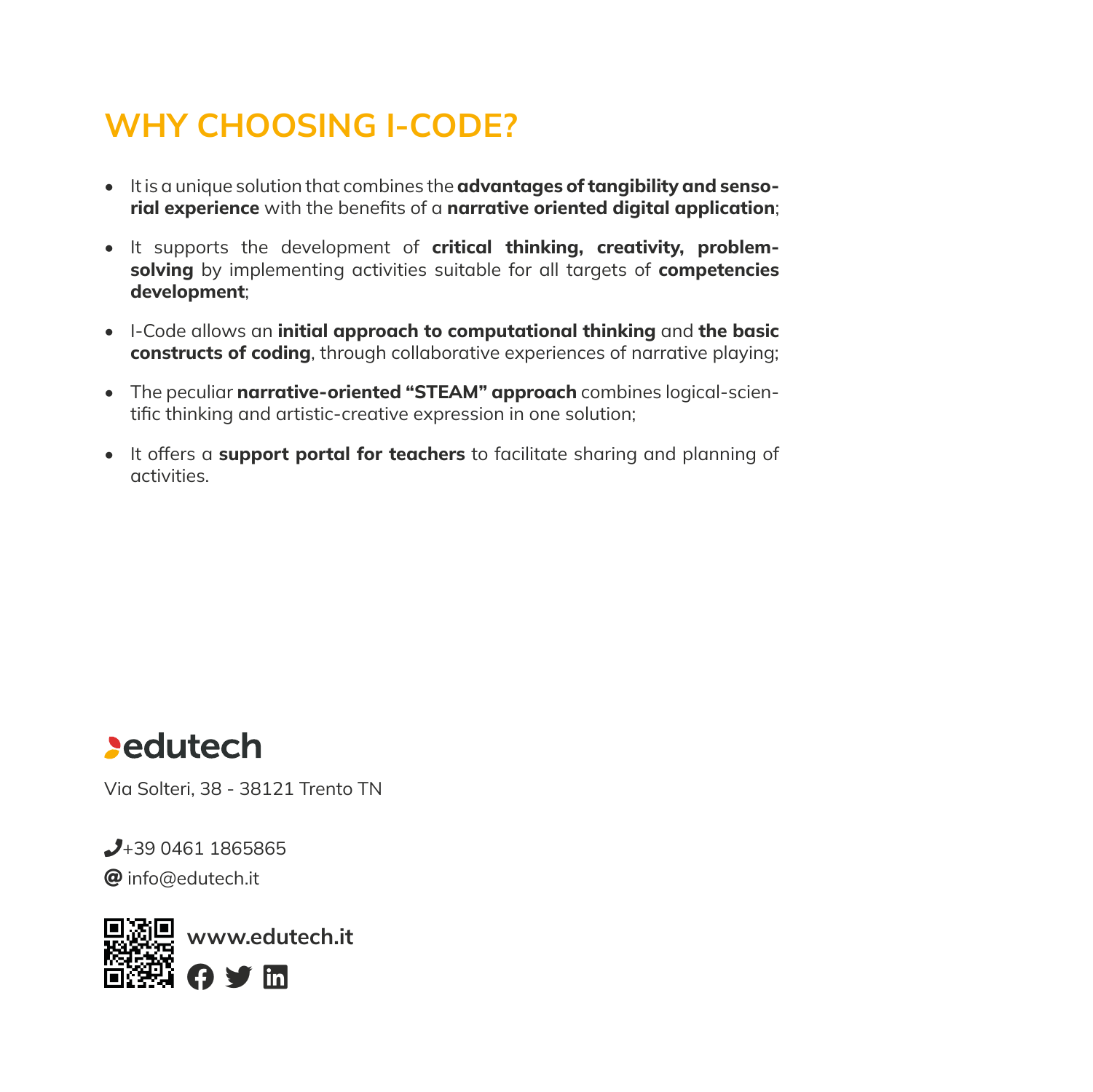# WHY CHOOSING I-CODE?

- It is a unique solution that combines the **advantages of tangibility and sensorial experience** with the benefits of a **narrative oriented digital application**;
- It supports the development of **critical thinking, creativity, problem-solving** by implementing activities suitable for all targets of **competencies development**;
- I-Code allows an **initial approach to computational thinking** and **the basic constructs of coding**, through collaborative experiences of narrative playing;
- The peculiar **narrative-oriented "STEAM" approach** combines logical-scientific thinking and artistic-creative expression in one solution;
- It offers a **support portal for teachers** to facilitate sharing and planning of activities.

**edutech**

Via Solteri, 38 - 38121 Trento TN

+39 0461 1865865

@ info@edutech.it

**www.edutech.it**